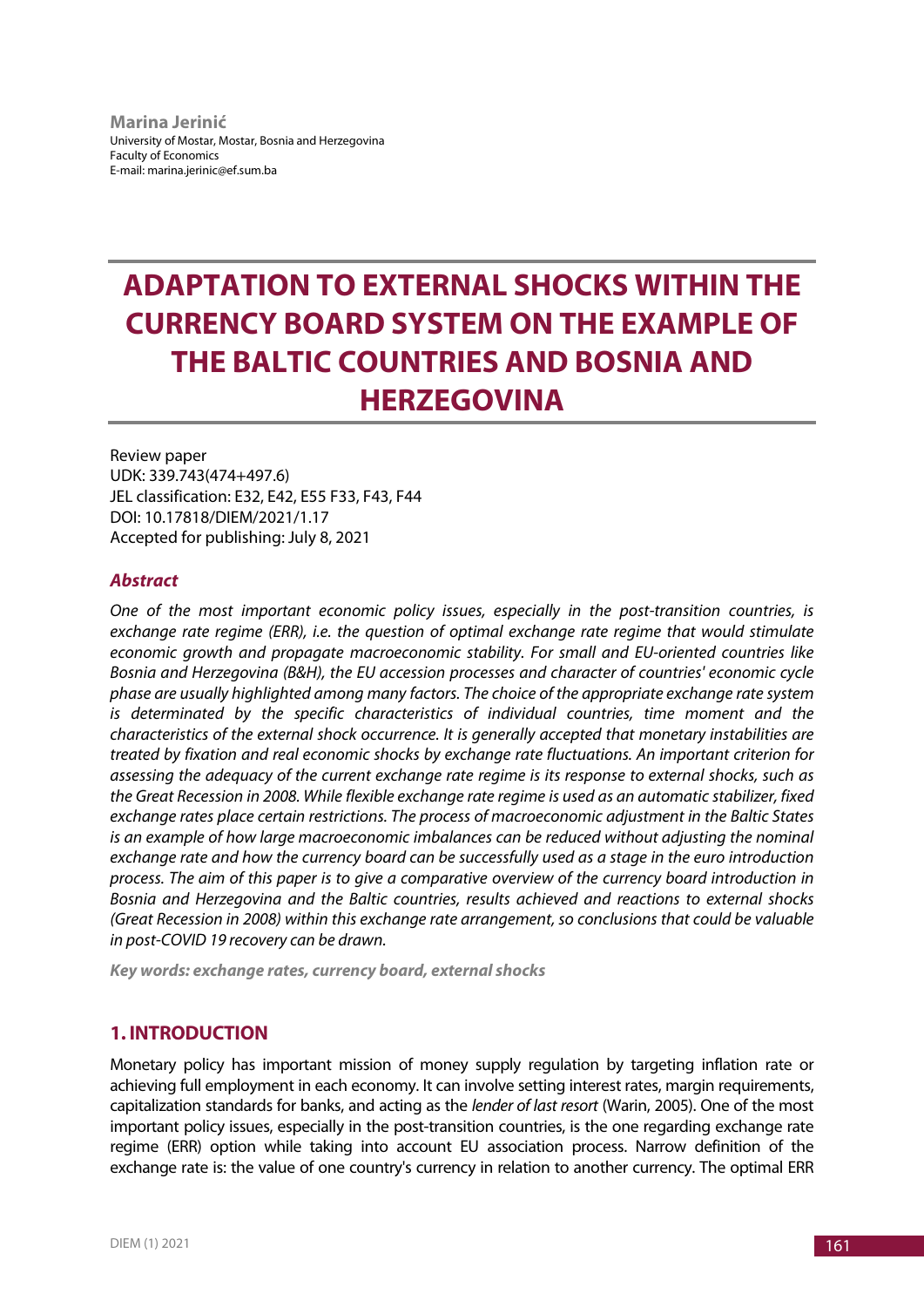**Marina Jerinić**
University of Mostar, Mostar, Bosnia and Herzegovina
Faculty of Economics
E-mail: marina.jerinic@ef.sum.ba

# ADAPTATION TO EXTERNAL SHOCKS WITHIN THE CURRENCY BOARD SYSTEM ON THE EXAMPLE OF THE BALTIC COUNTRIES AND BOSNIA AND HERZEGOVINA

Review paper
UDK: 339.743(474+497.6)
JEL classification: E32, E42, E55 F33, F43, F44
DOI: 10.17818/DIEM/2021/1.17
Accepted for publishing: July 8, 2021

### *Abstract*

*One of the most important economic policy issues, especially in the post-transition countries, is exchange rate regime (ERR), i.e. the question of optimal exchange rate regime that would stimulate economic growth and propagate macroeconomic stability. For small and EU-oriented countries like Bosnia and Herzegovina (B&H), the EU accession processes and character of countries' economic cycle phase are usually highlighted among many factors. The choice of the appropriate exchange rate system is determinated by the specific characteristics of individual countries, time moment and the characteristics of the external shock occurrence. It is generally accepted that monetary instabilities are treated by fixation and real economic shocks by exchange rate fluctuations. An important criterion for assessing the adequacy of the current exchange rate regime is its response to external shocks, such as the Great Recession in 2008. While flexible exchange rate regime is used as an automatic stabilizer, fixed exchange rates place certain restrictions. The process of macroeconomic adjustment in the Baltic States is an example of how large macroeconomic imbalances can be reduced without adjusting the nominal exchange rate and how the currency board can be successfully used as a stage in the euro introduction process. The aim of this paper is to give a comparative overview of the currency board introduction in Bosnia and Herzegovina and the Baltic countries, results achieved and reactions to external shocks (Great Recession in 2008) within this exchange rate arrangement, so conclusions that could be valuable in post-COVID 19 recovery can be drawn.*

**Key words: exchange rates, currency board, external shocks**

## 1. INTRODUCTION

Monetary policy has important mission of money supply regulation by targeting inflation rate or achieving full employment in each economy. It can involve setting interest rates, margin requirements, capitalization standards for banks, and acting as the *lender of last resort* (Warin, 2005). One of the most important policy issues, especially in the post-transition countries, is the one regarding exchange rate regime (ERR) option while taking into account EU association process. Narrow definition of the exchange rate is: the value of one country's currency in relation to another currency. The optimal ERR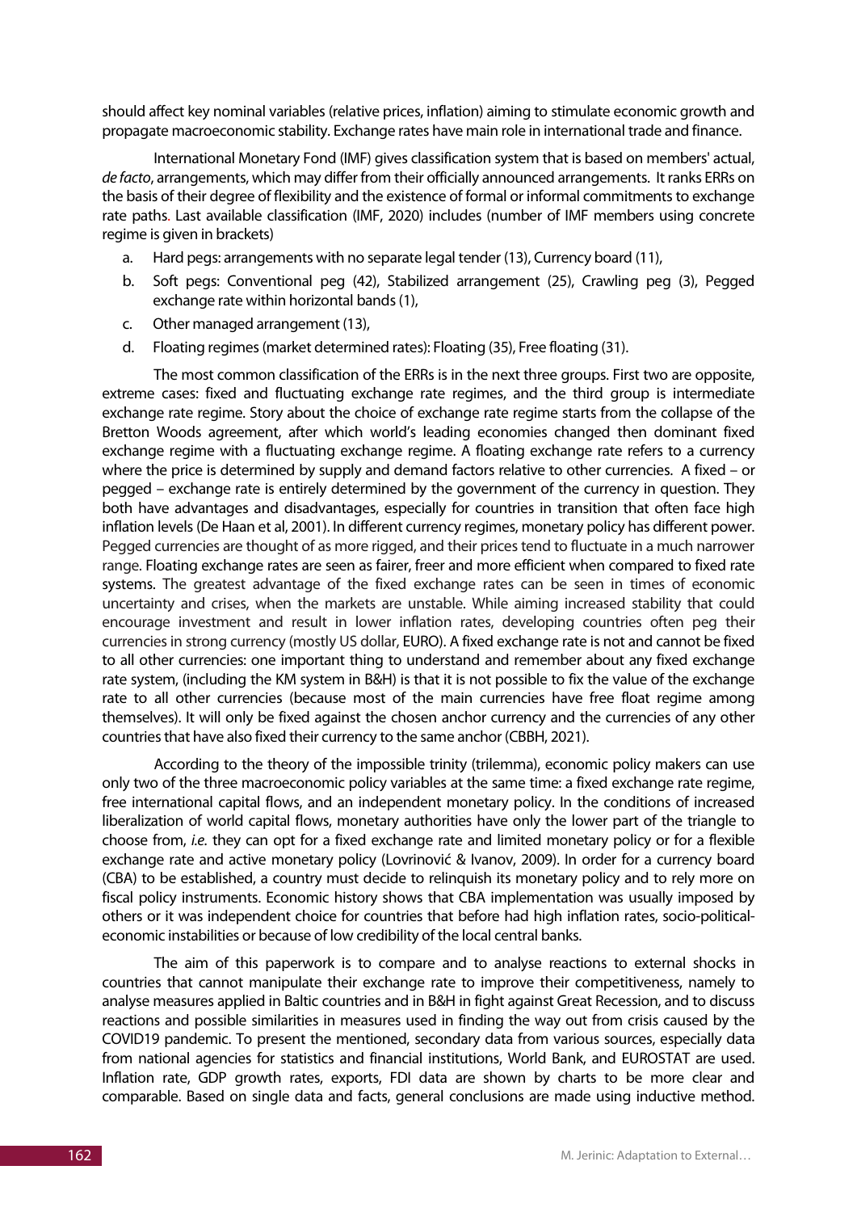should affect key nominal variables (relative prices, inflation) aiming to stimulate economic growth and propagate macroeconomic stability. Exchange rates have main role in international trade and finance.

International Monetary Fond (IMF) gives classification system that is based on members' actual, *de facto*, arrangements, which may differ from their officially announced arrangements. It ranks ERRs on the basis of their degree of flexibility and the existence of formal or informal commitments to exchange rate paths. Last available classification (IMF, 2020) includes (number of IMF members using concrete regime is given in brackets)

a. Hard pegs: arrangements with no separate legal tender (13), Currency board (11),
b. Soft pegs: Conventional peg (42), Stabilized arrangement (25), Crawling peg (3), Pegged exchange rate within horizontal bands (1),
c. Other managed arrangement (13),
d. Floating regimes (market determined rates): Floating (35), Free floating (31).

The most common classification of the ERRs is in the next three groups. First two are opposite, extreme cases: fixed and fluctuating exchange rate regimes, and the third group is intermediate exchange rate regime. Story about the choice of exchange rate regime starts from the collapse of the Bretton Woods agreement, after which world's leading economies changed then dominant fixed exchange regime with a fluctuating exchange regime. A floating exchange rate refers to a currency where the price is determined by supply and demand factors relative to other currencies. A fixed – or pegged – exchange rate is entirely determined by the government of the currency in question. They both have advantages and disadvantages, especially for countries in transition that often face high inflation levels (De Haan et al, 2001). In different currency regimes, monetary policy has different power. Pegged currencies are thought of as more rigged, and their prices tend to fluctuate in a much narrower range. Floating exchange rates are seen as fairer, freer and more efficient when compared to fixed rate systems. The greatest advantage of the fixed exchange rates can be seen in times of economic uncertainty and crises, when the markets are unstable. While aiming increased stability that could encourage investment and result in lower inflation rates, developing countries often peg their currencies in strong currency (mostly US dollar, EURO). A fixed exchange rate is not and cannot be fixed to all other currencies: one important thing to understand and remember about any fixed exchange rate system, (including the KM system in B&H) is that it is not possible to fix the value of the exchange rate to all other currencies (because most of the main currencies have free float regime among themselves). It will only be fixed against the chosen anchor currency and the currencies of any other countries that have also fixed their currency to the same anchor (CBBH, 2021).

According to the theory of the impossible trinity (trilemma), economic policy makers can use only two of the three macroeconomic policy variables at the same time: a fixed exchange rate regime, free international capital flows, and an independent monetary policy. In the conditions of increased liberalization of world capital flows, monetary authorities have only the lower part of the triangle to choose from, *i.e.* they can opt for a fixed exchange rate and limited monetary policy or for a flexible exchange rate and active monetary policy (Lovrinović & Ivanov, 2009). In order for a currency board (CBA) to be established, a country must decide to relinquish its monetary policy and to rely more on fiscal policy instruments. Economic history shows that CBA implementation was usually imposed by others or it was independent choice for countries that before had high inflation rates, socio-political-economic instabilities or because of low credibility of the local central banks.

The aim of this paperwork is to compare and to analyse reactions to external shocks in countries that cannot manipulate their exchange rate to improve their competitiveness, namely to analyse measures applied in Baltic countries and in B&H in fight against Great Recession, and to discuss reactions and possible similarities in measures used in finding the way out from crisis caused by the COVID19 pandemic. To present the mentioned, secondary data from various sources, especially data from national agencies for statistics and financial institutions, World Bank, and EUROSTAT are used. Inflation rate, GDP growth rates, exports, FDI data are shown by charts to be more clear and comparable. Based on single data and facts, general conclusions are made using inductive method.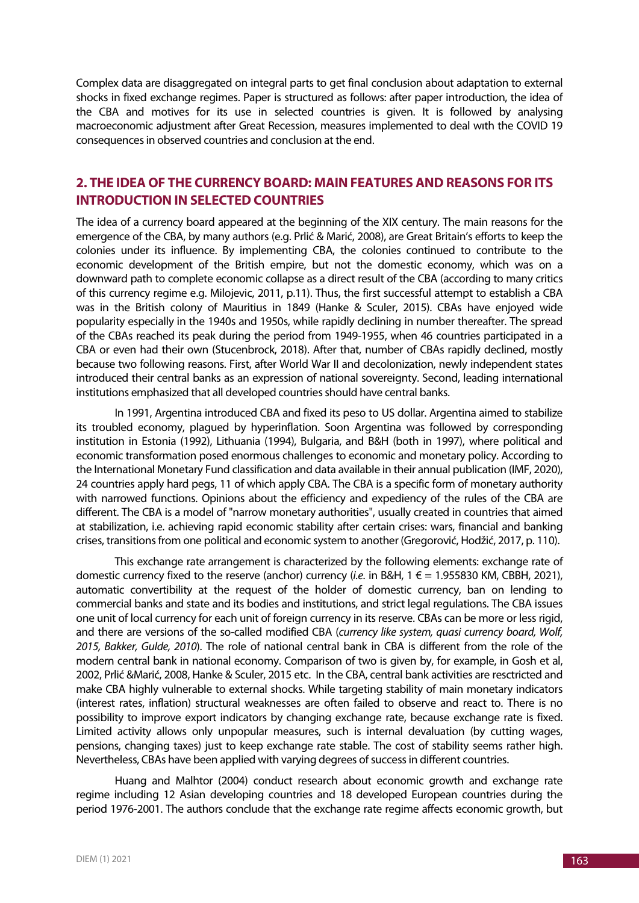Complex data are disaggregated on integral parts to get final conclusion about adaptation to external shocks in fixed exchange regimes. Paper is structured as follows: after paper introduction, the idea of the CBA and motives for its use in selected countries is given. It is followed by analysing macroeconomic adjustment after Great Recession, measures implemented to deal wıth the COVID 19 consequences in observed countries and conclusion at the end.

## 2. THE IDEA OF THE CURRENCY BOARD: MAIN FEATURES AND REASONS FOR ITS INTRODUCTION IN SELECTED COUNTRIES

The idea of a currency board appeared at the beginning of the XIX century. The main reasons for the emergence of the CBA, by many authors (e.g. Prlić & Marić, 2008), are Great Britain's efforts to keep the colonies under its influence. By implementing CBA, the colonies continued to contribute to the economic development of the British empire, but not the domestic economy, which was on a downward path to complete economic collapse as a direct result of the CBA (according to many critics of this currency regime e.g. Milojevic, 2011, p.11). Thus, the first successful attempt to establish a CBA was in the British colony of Mauritius in 1849 (Hanke & Sculer, 2015). CBAs have enjoyed wide popularity especially in the 1940s and 1950s, while rapidly declining in number thereafter. The spread of the CBAs reached its peak during the period from 1949-1955, when 46 countries participated in a CBA or even had their own (Stucenbrock, 2018). After that, number of CBAs rapidly declined, mostly because two following reasons. First, after World War II and decolonization, newly independent states introduced their central banks as an expression of national sovereignty. Second, leading international institutions emphasized that all developed countries should have central banks.

In 1991, Argentina introduced CBA and fixed its peso to US dollar. Argentina aimed to stabilize its troubled economy, plagued by hyperinflation. Soon Argentina was followed by corresponding institution in Estonia (1992), Lithuania (1994), Bulgaria, and B&H (both in 1997), where political and economic transformation posed enormous challenges to economic and monetary policy. According to the International Monetary Fund classification and data available in their annual publication (IMF, 2020), 24 countries apply hard pegs, 11 of which apply CBA. The CBA is a specific form of monetary authority with narrowed functions. Opinions about the efficiency and expediency of the rules of the CBA are different. The CBA is a model of "narrow monetary authorities", usually created in countries that aimed at stabilization, i.e. achieving rapid economic stability after certain crises: wars, financial and banking crises, transitions from one political and economic system to another (Gregorović, Hodžić, 2017, p. 110).

This exchange rate arrangement is characterized by the following elements: exchange rate of domestic currency fixed to the reserve (anchor) currency (*i.e.* in B&H, 1 € = 1.955830 KM, CBBH, 2021), automatic convertibility at the request of the holder of domestic currency, ban on lending to commercial banks and state and its bodies and institutions, and strict legal regulations. The CBA issues one unit of local currency for each unit of foreign currency in its reserve. CBAs can be more or less rigid, and there are versions of the so-called modified CBA (*currency like system, quasi currency board, Wolf, 2015, Bakker, Gulde, 2010*). The role of national central bank in CBA is different from the role of the modern central bank in national economy. Comparison of two is given by, for example, in Gosh et al, 2002, Prlić &Marić, 2008, Hanke & Sculer, 2015 etc. In the CBA, central bank activities are resctricted and make CBA highly vulnerable to external shocks. While targeting stability of main monetary indicators (interest rates, inflation) structural weaknesses are often failed to observe and react to. There is no possibility to improve export indicators by changing exchange rate, because exchange rate is fixed. Limited activity allows only unpopular measures, such is internal devaluation (by cutting wages, pensions, changing taxes) just to keep exchange rate stable. The cost of stability seems rather high. Nevertheless, CBAs have been applied with varying degrees of success in different countries.

Huang and Malhtor (2004) conduct research about economic growth and exchange rate regime including 12 Asian developing countries and 18 developed European countries during the period 1976-2001. The authors conclude that the exchange rate regime affects economic growth, but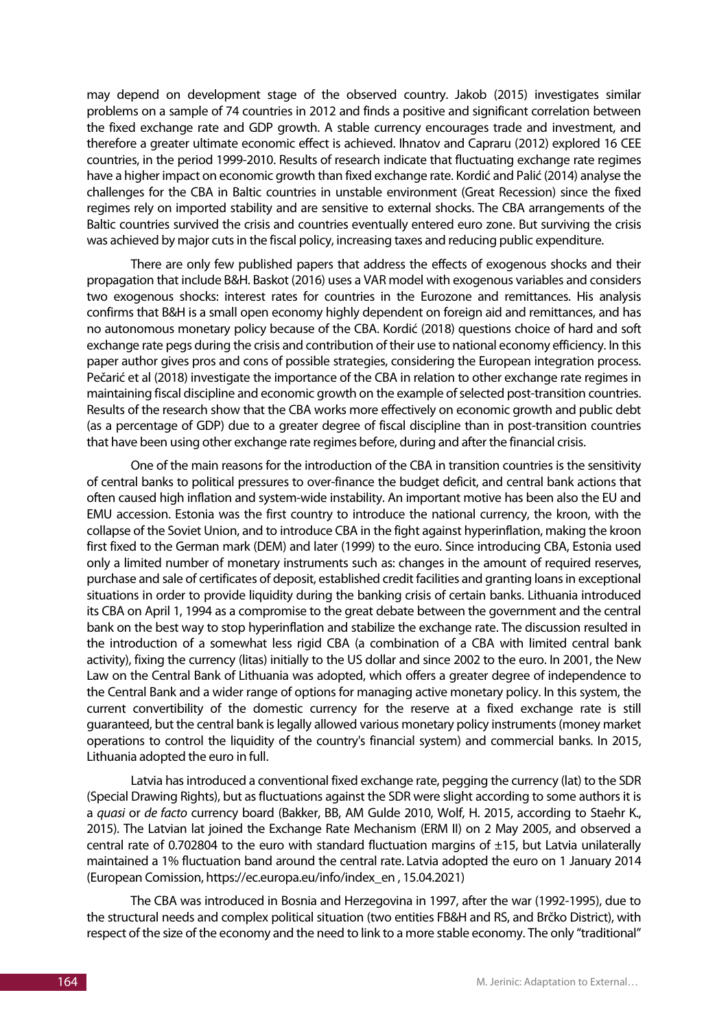may depend on development stage of the observed country. Jakob (2015) investigates similar problems on a sample of 74 countries in 2012 and finds a positive and significant correlation between the fixed exchange rate and GDP growth. A stable currency encourages trade and investment, and therefore a greater ultimate economic effect is achieved. Ihnatov and Capraru (2012) explored 16 CEE countries, in the period 1999-2010. Results of research indicate that fluctuating exchange rate regimes have a higher impact on economic growth than fixed exchange rate. Kordić and Palić (2014) analyse the challenges for the CBA in Baltic countries in unstable environment (Great Recession) since the fixed regimes rely on imported stability and are sensitive to external shocks. The CBA arrangements of the Baltic countries survived the crisis and countries eventually entered euro zone. But surviving the crisis was achieved by major cuts in the fiscal policy, increasing taxes and reducing public expenditure.

There are only few published papers that address the effects of exogenous shocks and their propagation that include B&H. Baskot (2016) uses a VAR model with exogenous variables and considers two exogenous shocks: interest rates for countries in the Eurozone and remittances. His analysis confirms that B&H is a small open economy highly dependent on foreign aid and remittances, and has no autonomous monetary policy because of the CBA. Kordić (2018) questions choice of hard and soft exchange rate pegs during the crisis and contribution of their use to national economy efficiency. In this paper author gives pros and cons of possible strategies, considering the European integration process. Pečarić et al (2018) investigate the importance of the CBA in relation to other exchange rate regimes in maintaining fiscal discipline and economic growth on the example of selected post-transition countries. Results of the research show that the CBA works more effectively on economic growth and public debt (as a percentage of GDP) due to a greater degree of fiscal discipline than in post-transition countries that have been using other exchange rate regimes before, during and after the financial crisis.

One of the main reasons for the introduction of the CBA in transition countries is the sensitivity of central banks to political pressures to over-finance the budget deficit, and central bank actions that often caused high inflation and system-wide instability. An important motive has been also the EU and EMU accession. Estonia was the first country to introduce the national currency, the kroon, with the collapse of the Soviet Union, and to introduce CBA in the fight against hyperinflation, making the kroon first fixed to the German mark (DEM) and later (1999) to the euro. Since introducing CBA, Estonia used only a limited number of monetary instruments such as: changes in the amount of required reserves, purchase and sale of certificates of deposit, established credit facilities and granting loans in exceptional situations in order to provide liquidity during the banking crisis of certain banks. Lithuania introduced its CBA on April 1, 1994 as a compromise to the great debate between the government and the central bank on the best way to stop hyperinflation and stabilize the exchange rate. The discussion resulted in the introduction of a somewhat less rigid CBA (a combination of a CBA with limited central bank activity), fixing the currency (litas) initially to the US dollar and since 2002 to the euro. In 2001, the New Law on the Central Bank of Lithuania was adopted, which offers a greater degree of independence to the Central Bank and a wider range of options for managing active monetary policy. In this system, the current convertibility of the domestic currency for the reserve at a fixed exchange rate is still guaranteed, but the central bank is legally allowed various monetary policy instruments (money market operations to control the liquidity of the country's financial system) and commercial banks. In 2015, Lithuania adopted the euro in full.

Latvia has introduced a conventional fixed exchange rate, pegging the currency (lat) to the SDR (Special Drawing Rights), but as fluctuations against the SDR were slight according to some authors it is a *quasi* or *de facto* currency board (Bakker, BB, AM Gulde 2010, Wolf, H. 2015, according to Staehr K., 2015). The Latvian lat joined the Exchange Rate Mechanism (ERM II) on 2 May 2005, and observed a central rate of 0.702804 to the euro with standard fluctuation margins of ±15, but Latvia unilaterally maintained a 1% fluctuation band around the central rate. Latvia adopted the euro on 1 January 2014 (European Comission, https://ec.europa.eu/info/index_en , 15.04.2021)

The CBA was introduced in Bosnia and Herzegovina in 1997, after the war (1992-1995), due to the structural needs and complex political situation (two entities FB&H and RS, and Brčko District), with respect of the size of the economy and the need to link to a more stable economy. The only "traditional"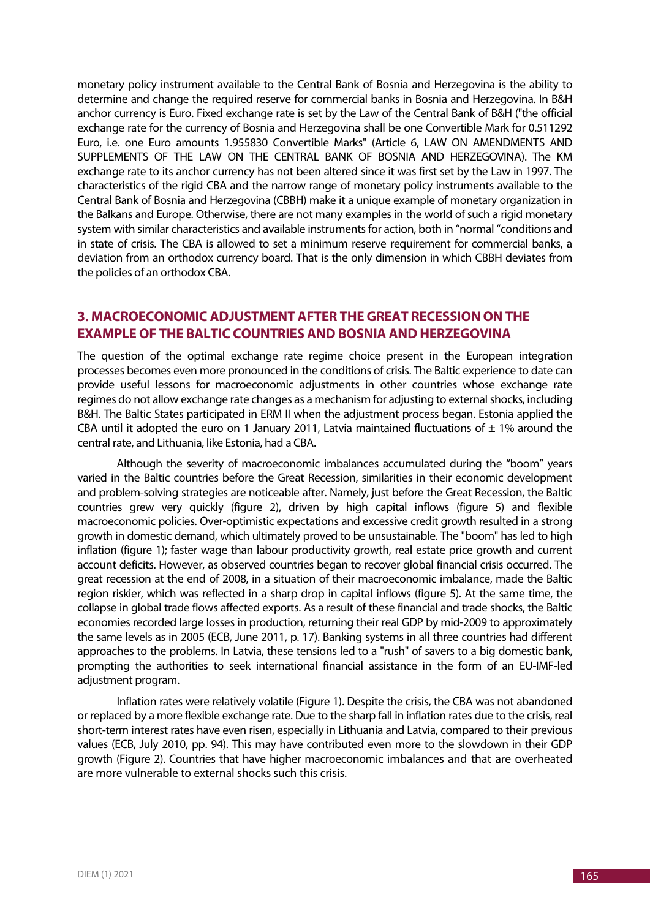monetary policy instrument available to the Central Bank of Bosnia and Herzegovina is the ability to determine and change the required reserve for commercial banks in Bosnia and Herzegovina. In B&H anchor currency is Euro. Fixed exchange rate is set by the Law of the Central Bank of B&H ("the official exchange rate for the currency of Bosnia and Herzegovina shall be one Convertible Mark for 0.511292 Euro, i.e. one Euro amounts 1.955830 Convertible Marks" (Article 6, LAW ON AMENDMENTS AND SUPPLEMENTS OF THE LAW ON THE CENTRAL BANK OF BOSNIA AND HERZEGOVINA). The KM exchange rate to its anchor currency has not been altered since it was first set by the Law in 1997. The characteristics of the rigid CBA and the narrow range of monetary policy instruments available to the Central Bank of Bosnia and Herzegovina (CBBH) make it a unique example of monetary organization in the Balkans and Europe. Otherwise, there are not many examples in the world of such a rigid monetary system with similar characteristics and available instruments for action, both in "normal "conditions and in state of crisis. The CBA is allowed to set a minimum reserve requirement for commercial banks, a deviation from an orthodox currency board. That is the only dimension in which CBBH deviates from the policies of an orthodox CBA.

## 3. MACROECONOMIC ADJUSTMENT AFTER THE GREAT RECESSION ON THE EXAMPLE OF THE BALTIC COUNTRIES AND BOSNIA AND HERZEGOVINA

The question of the optimal exchange rate regime choice present in the European integration processes becomes even more pronounced in the conditions of crisis. The Baltic experience to date can provide useful lessons for macroeconomic adjustments in other countries whose exchange rate regimes do not allow exchange rate changes as a mechanism for adjusting to external shocks, including B&H. The Baltic States participated in ERM II when the adjustment process began. Estonia applied the CBA until it adopted the euro on 1 January 2011, Latvia maintained fluctuations of ± 1% around the central rate, and Lithuania, like Estonia, had a CBA.

Although the severity of macroeconomic imbalances accumulated during the "boom" years varied in the Baltic countries before the Great Recession, similarities in their economic development and problem-solving strategies are noticeable after. Namely, just before the Great Recession, the Baltic countries grew very quickly (figure 2), driven by high capital inflows (figure 5) and flexible macroeconomic policies. Over-optimistic expectations and excessive credit growth resulted in a strong growth in domestic demand, which ultimately proved to be unsustainable. The "boom" has led to high inflation (figure 1); faster wage than labour productivity growth, real estate price growth and current account deficits. However, as observed countries began to recover global financial crisis occurred. The great recession at the end of 2008, in a situation of their macroeconomic imbalance, made the Baltic region riskier, which was reflected in a sharp drop in capital inflows (figure 5). At the same time, the collapse in global trade flows affected exports. As a result of these financial and trade shocks, the Baltic economies recorded large losses in production, returning their real GDP by mid-2009 to approximately the same levels as in 2005 (ECB, June 2011, p. 17). Banking systems in all three countries had different approaches to the problems. In Latvia, these tensions led to a "rush" of savers to a big domestic bank, prompting the authorities to seek international financial assistance in the form of an EU-IMF-led adjustment program.

Inflation rates were relatively volatile (Figure 1). Despite the crisis, the CBA was not abandoned or replaced by a more flexible exchange rate. Due to the sharp fall in inflation rates due to the crisis, real short-term interest rates have even risen, especially in Lithuania and Latvia, compared to their previous values (ECB, July 2010, pp. 94). This may have contributed even more to the slowdown in their GDP growth (Figure 2). Countries that have higher macroeconomic imbalances and that are overheated are more vulnerable to external shocks such this crisis.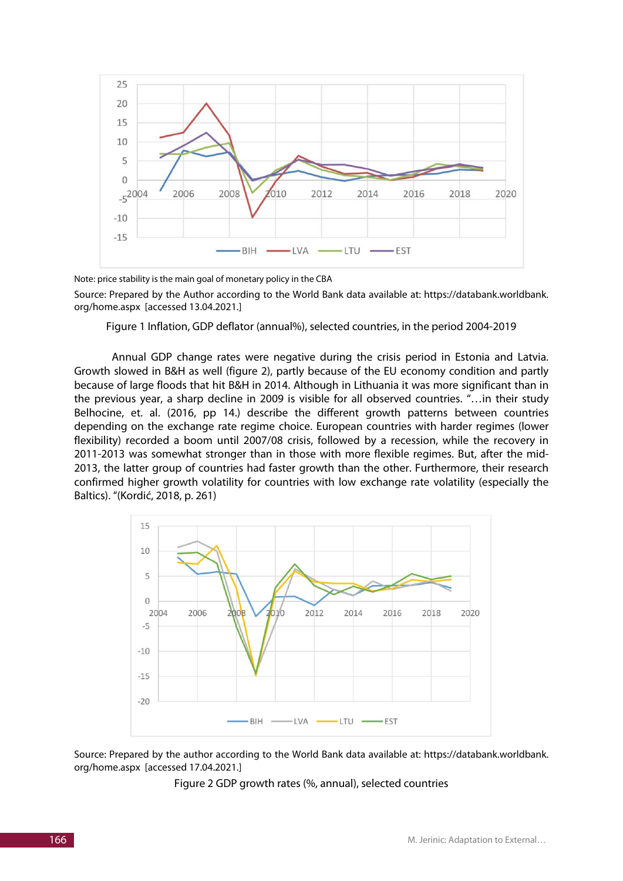Note: price stability is the main goal of monetary policy in the CBA

Source: Prepared by the Author according to the World Bank data available at: https://databank.worldbank.org/home.aspx [accessed 13.04.2021.]

Figure 1 Inflation, GDP deflator (annual%), selected countries, in the period 2004-2019

Annual GDP change rates were negative during the crisis period in Estonia and Latvia. Growth slowed in B&H as well (figure 2), partly because of the EU economy condition and partly because of large floods that hit B&H in 2014. Although in Lithuania it was more significant than in the previous year, a sharp decline in 2009 is visible for all observed countries. "…in their study Belhocine, et. al. (2016, pp 14.) describe the different growth patterns between countries depending on the exchange rate regime choice. European countries with harder regimes (lower flexibility) recorded a boom until 2007/08 crisis, followed by a recession, while the recovery in 2011-2013 was somewhat stronger than in those with more flexible regimes. But, after the mid-2013, the latter group of countries had faster growth than the other. Furthermore, their research confirmed higher growth volatility for countries with low exchange rate volatility (especially the Baltics). "(Kordić, 2018, p. 261)

Source: Prepared by the author according to the World Bank data available at: https://databank.worldbank.org/home.aspx [accessed 17.04.2021.]

Figure 2 GDP growth rates (%, annual), selected countries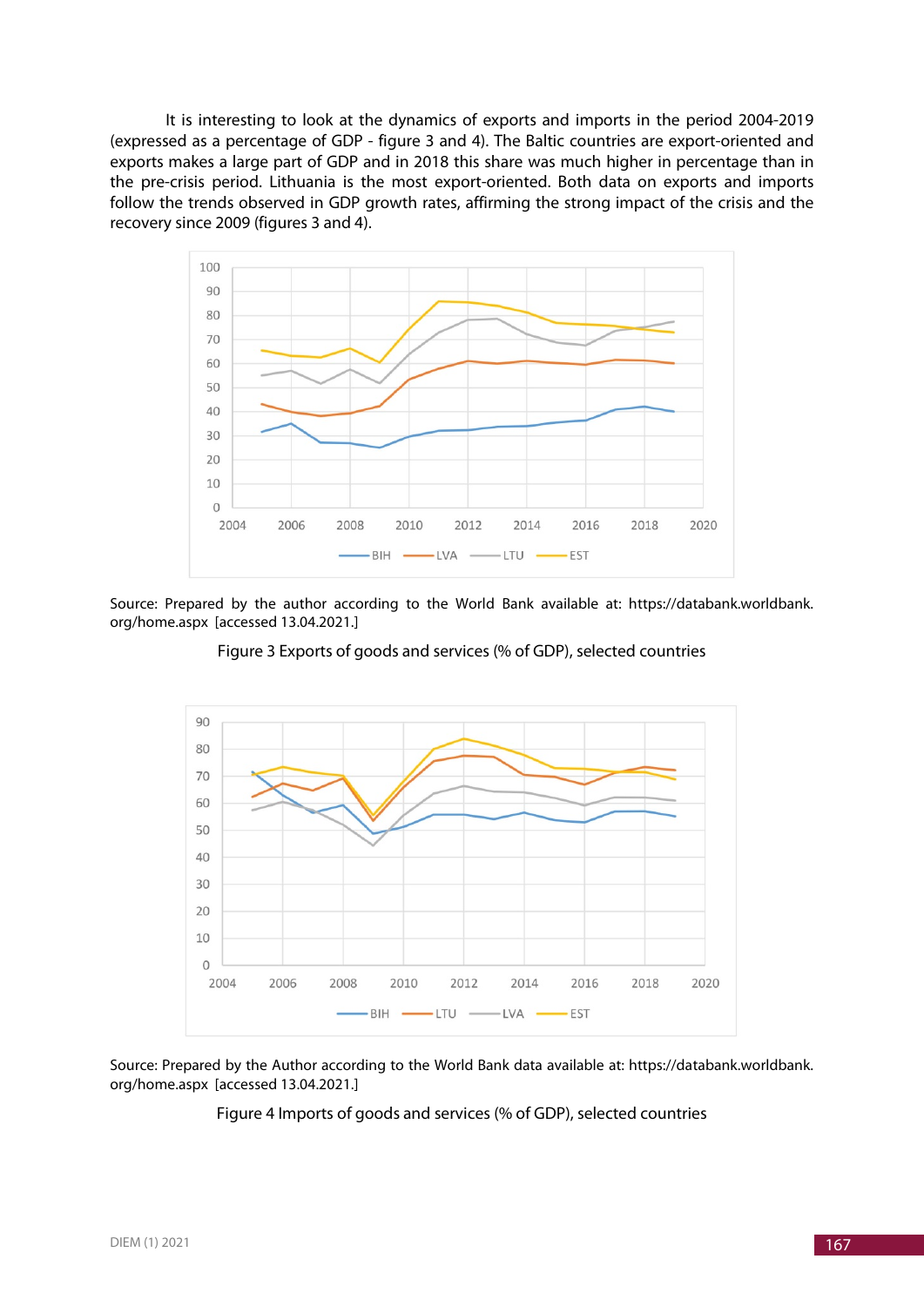It is interesting to look at the dynamics of exports and imports in the period 2004-2019 (expressed as a percentage of GDP - figure 3 and 4). The Baltic countries are export-oriented and exports makes a large part of GDP and in 2018 this share was much higher in percentage than in the pre-crisis period. Lithuania is the most export-oriented. Both data on exports and imports follow the trends observed in GDP growth rates, affirming the strong impact of the crisis and the recovery since 2009 (figures 3 and 4).

Source: Prepared by the author according to the World Bank available at: https://databank.worldbank.org/home.aspx [accessed 13.04.2021.]

Figure 3 Exports of goods and services (% of GDP), selected countries

Source: Prepared by the Author according to the World Bank data available at: https://databank.worldbank.org/home.aspx [accessed 13.04.2021.]

Figure 4 Imports of goods and services (% of GDP), selected countries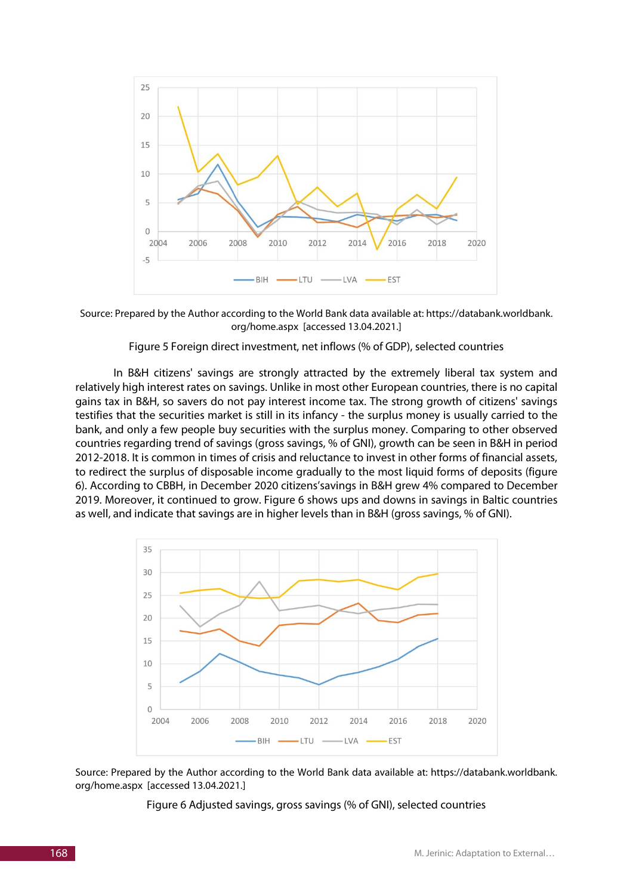Source: Prepared by the Author according to the World Bank data available at: https://databank.worldbank.org/home.aspx [accessed 13.04.2021.]

Figure 5 Foreign direct investment, net inflows (% of GDP), selected countries

In B&H citizens' savings are strongly attracted by the extremely liberal tax system and relatively high interest rates on savings. Unlike in most other European countries, there is no capital gains tax in B&H, so savers do not pay interest income tax. The strong growth of citizens' savings testifies that the securities market is still in its infancy - the surplus money is usually carried to the bank, and only a few people buy securities with the surplus money. Comparing to other observed countries regarding trend of savings (gross savings, % of GNI), growth can be seen in B&H in period 2012-2018. It is common in times of crisis and reluctance to invest in other forms of financial assets, to redirect the surplus of disposable income gradually to the most liquid forms of deposits (figure 6). According to CBBH, in December 2020 citizens'savings in B&H grew 4% compared to December 2019. Moreover, it continued to grow. Figure 6 shows ups and downs in savings in Baltic countries as well, and indicate that savings are in higher levels than in B&H (gross savings, % of GNI).

Source: Prepared by the Author according to the World Bank data available at: https://databank.worldbank.org/home.aspx [accessed 13.04.2021.]

Figure 6 Adjusted savings, gross savings (% of GNI), selected countries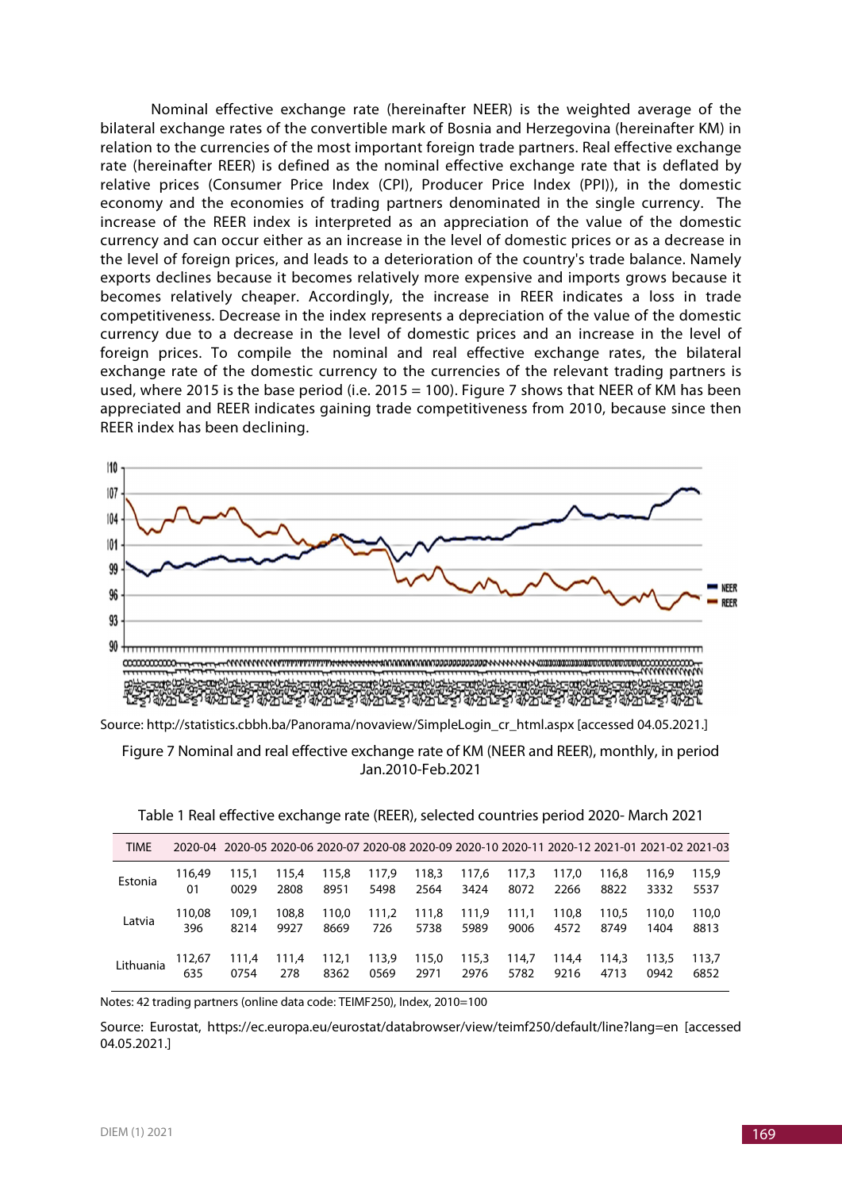Nominal effective exchange rate (hereinafter NEER) is the weighted average of the bilateral exchange rates of the convertible mark of Bosnia and Herzegovina (hereinafter KM) in relation to the currencies of the most important foreign trade partners. Real effective exchange rate (hereinafter REER) is defined as the nominal effective exchange rate that is deflated by relative prices (Consumer Price Index (CPI), Producer Price Index (PPI)), in the domestic economy and the economies of trading partners denominated in the single currency. The increase of the REER index is interpreted as an appreciation of the value of the domestic currency and can occur either as an increase in the level of domestic prices or as a decrease in the level of foreign prices, and leads to a deterioration of the country's trade balance. Namely exports declines because it becomes relatively more expensive and imports grows because it becomes relatively cheaper. Accordingly, the increase in REER indicates a loss in trade competitiveness. Decrease in the index represents a depreciation of the value of the domestic currency due to a decrease in the level of domestic prices and an increase in the level of foreign prices. To compile the nominal and real effective exchange rates, the bilateral exchange rate of the domestic currency to the currencies of the relevant trading partners is used, where 2015 is the base period (i.e. 2015 = 100). Figure 7 shows that NEER of KM has been appreciated and REER indicates gaining trade competitiveness from 2010, because since then REER index has been declining.

Source: http://statistics.cbbh.ba/Panorama/novaview/SimpleLogin_cr_html.aspx [accessed 04.05.2021.]

Figure 7 Nominal and real effective exchange rate of KM (NEER and REER), monthly, in period Jan.2010-Feb.2021

Table 1 Real effective exchange rate (REER), selected countries period 2020- March 2021

| TIME | 2020-04 | 2020-05 | 2020-06 | 2020-07 | 2020-08 | 2020-09 | 2020-10 | 2020-11 | 2020-12 | 2021-01 | 2021-02 | 2021-03 |
|---|---|---|---|---|---|---|---|---|---|---|---|---|
| Estonia | 116,4901 | 115,10029 | 115,42808 | 115,88951 | 117,95498 | 118,32564 | 117,63424 | 117,38072 | 117,02266 | 116,88822 | 116,93332 | 115,95537 |
| Latvia | 110,08396 | 109,18214 | 108,89927 | 110,08669 | 111,2726 | 111,85738 | 111,95989 | 111,19006 | 110,84572 | 110,58749 | 110,01404 | 110,08813 |
| Lithuania | 112,67635 | 111,40754 | 111,4278 | 112,18362 | 113,90569 | 115,02971 | 115,32976 | 114,75782 | 114,49216 | 114,34713 | 113,50942 | 113,76852 |

Notes: 42 trading partners (online data code: TEIMF250), Index, 2010=100

Source: Eurostat, https://ec.europa.eu/eurostat/databrowser/view/teimf250/default/line?lang=en [accessed 04.05.2021.]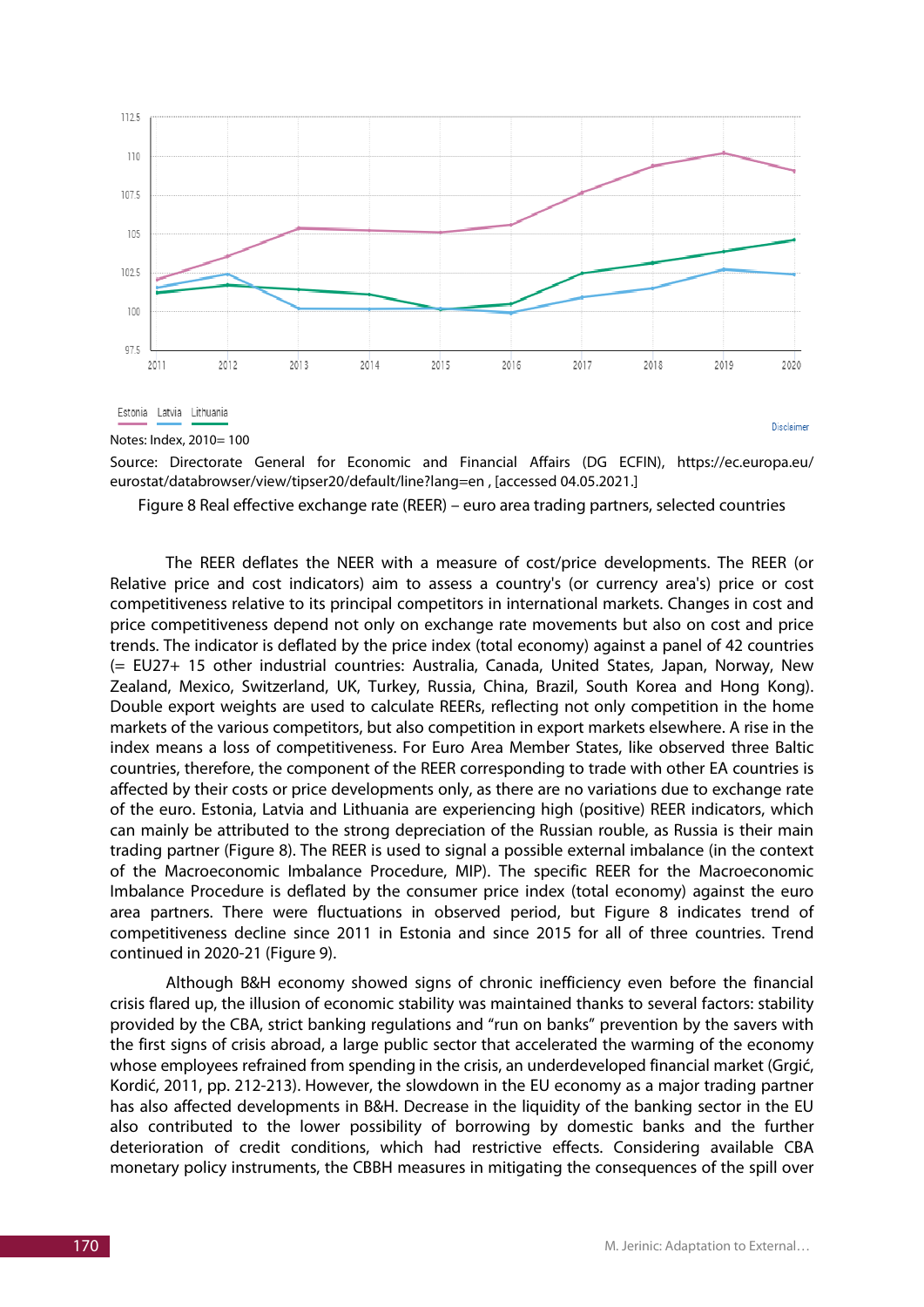Notes: Index, 2010= 100

Source: Directorate General for Economic and Financial Affairs (DG ECFIN), https://ec.europa.eu/eurostat/databrowser/view/tipser20/default/line?lang=en , [accessed 04.05.2021.]

Figure 8 Real effective exchange rate (REER) – euro area trading partners, selected countries

The REER deflates the NEER with a measure of cost/price developments. The REER (or Relative price and cost indicators) aim to assess a country's (or currency area's) price or cost competitiveness relative to its principal competitors in international markets. Changes in cost and price competitiveness depend not only on exchange rate movements but also on cost and price trends. The indicator is deflated by the price index (total economy) against a panel of 42 countries (= EU27+ 15 other industrial countries: Australia, Canada, United States, Japan, Norway, New Zealand, Mexico, Switzerland, UK, Turkey, Russia, China, Brazil, South Korea and Hong Kong). Double export weights are used to calculate REERs, reflecting not only competition in the home markets of the various competitors, but also competition in export markets elsewhere. A rise in the index means a loss of competitiveness. For Euro Area Member States, like observed three Baltic countries, therefore, the component of the REER corresponding to trade with other EA countries is affected by their costs or price developments only, as there are no variations due to exchange rate of the euro. Estonia, Latvia and Lithuania are experiencing high (positive) REER indicators, which can mainly be attributed to the strong depreciation of the Russian rouble, as Russia is their main trading partner (Figure 8). The REER is used to signal a possible external imbalance (in the context of the Macroeconomic Imbalance Procedure, MIP). The specific REER for the Macroeconomic Imbalance Procedure is deflated by the consumer price index (total economy) against the euro area partners. There were fluctuations in observed period, but Figure 8 indicates trend of competitiveness decline since 2011 in Estonia and since 2015 for all of three countries. Trend continued in 2020-21 (Figure 9).

Although B&H economy showed signs of chronic inefficiency even before the financial crisis flared up, the illusion of economic stability was maintained thanks to several factors: stability provided by the CBA, strict banking regulations and "run on banks" prevention by the savers with the first signs of crisis abroad, a large public sector that accelerated the warming of the economy whose employees refrained from spending in the crisis, an underdeveloped financial market (Grgić, Kordić, 2011, pp. 212-213). However, the slowdown in the EU economy as a major trading partner has also affected developments in B&H. Decrease in the liquidity of the banking sector in the EU also contributed to the lower possibility of borrowing by domestic banks and the further deterioration of credit conditions, which had restrictive effects. Considering available CBA monetary policy instruments, the CBBH measures in mitigating the consequences of the spill over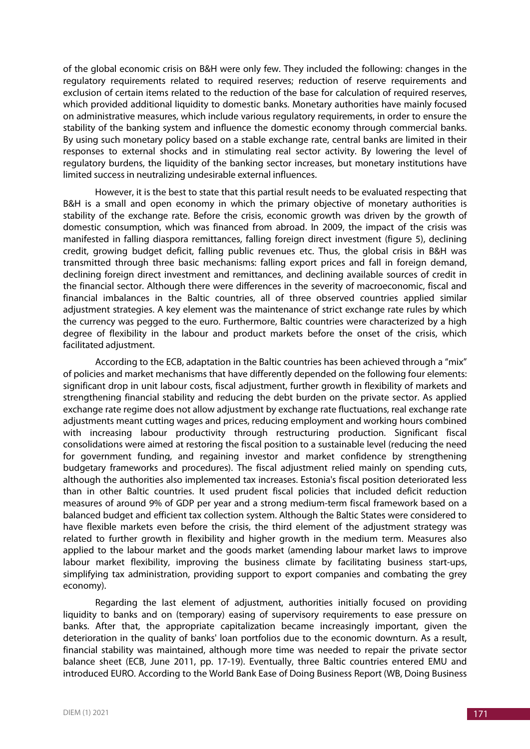of the global economic crisis on B&H were only few. They included the following: changes in the regulatory requirements related to required reserves; reduction of reserve requirements and exclusion of certain items related to the reduction of the base for calculation of required reserves, which provided additional liquidity to domestic banks. Monetary authorities have mainly focused on administrative measures, which include various regulatory requirements, in order to ensure the stability of the banking system and influence the domestic economy through commercial banks. By using such monetary policy based on a stable exchange rate, central banks are limited in their responses to external shocks and in stimulating real sector activity. By lowering the level of regulatory burdens, the liquidity of the banking sector increases, but monetary institutions have limited success in neutralizing undesirable external influences.

However, it is the best to state that this partial result needs to be evaluated respecting that B&H is a small and open economy in which the primary objective of monetary authorities is stability of the exchange rate. Before the crisis, economic growth was driven by the growth of domestic consumption, which was financed from abroad. In 2009, the impact of the crisis was manifested in falling diaspora remittances, falling foreign direct investment (figure 5), declining credit, growing budget deficit, falling public revenues etc. Thus, the global crisis in B&H was transmitted through three basic mechanisms: falling export prices and fall in foreign demand, declining foreign direct investment and remittances, and declining available sources of credit in the financial sector. Although there were differences in the severity of macroeconomic, fiscal and financial imbalances in the Baltic countries, all of three observed countries applied similar adjustment strategies. A key element was the maintenance of strict exchange rate rules by which the currency was pegged to the euro. Furthermore, Baltic countries were characterized by a high degree of flexibility in the labour and product markets before the onset of the crisis, which facilitated adjustment.

According to the ECB, adaptation in the Baltic countries has been achieved through a "mix" of policies and market mechanisms that have differently depended on the following four elements: significant drop in unit labour costs, fiscal adjustment, further growth in flexibility of markets and strengthening financial stability and reducing the debt burden on the private sector. As applied exchange rate regime does not allow adjustment by exchange rate fluctuations, real exchange rate adjustments meant cutting wages and prices, reducing employment and working hours combined with increasing labour productivity through restructuring production. Significant fiscal consolidations were aimed at restoring the fiscal position to a sustainable level (reducing the need for government funding, and regaining investor and market confidence by strengthening budgetary frameworks and procedures). The fiscal adjustment relied mainly on spending cuts, although the authorities also implemented tax increases. Estonia's fiscal position deteriorated less than in other Baltic countries. It used prudent fiscal policies that included deficit reduction measures of around 9% of GDP per year and a strong medium-term fiscal framework based on a balanced budget and efficient tax collection system. Although the Baltic States were considered to have flexible markets even before the crisis, the third element of the adjustment strategy was related to further growth in flexibility and higher growth in the medium term. Measures also applied to the labour market and the goods market (amending labour market laws to improve labour market flexibility, improving the business climate by facilitating business start-ups, simplifying tax administration, providing support to export companies and combating the grey economy).

Regarding the last element of adjustment, authorities initially focused on providing liquidity to banks and on (temporary) easing of supervisory requirements to ease pressure on banks. After that, the appropriate capitalization became increasingly important, given the deterioration in the quality of banks' loan portfolios due to the economic downturn. As a result, financial stability was maintained, although more time was needed to repair the private sector balance sheet (ECB, June 2011, pp. 17-19). Eventually, three Baltic countries entered EMU and introduced EURO. According to the World Bank Ease of Doing Business Report (WB, Doing Business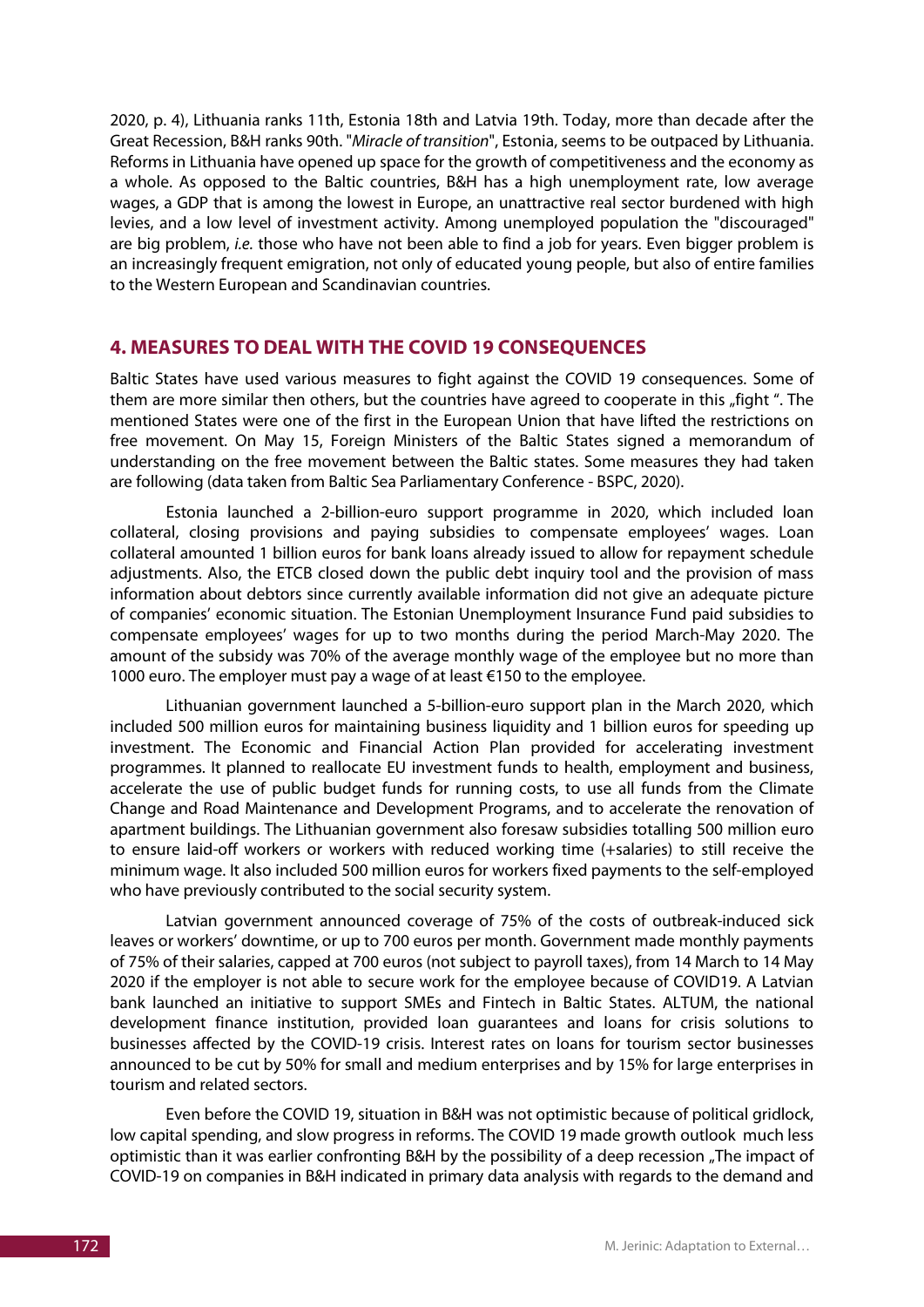2020, p. 4), Lithuania ranks 11th, Estonia 18th and Latvia 19th. Today, more than decade after the Great Recession, B&H ranks 90th. "*Miracle of transition*", Estonia, seems to be outpaced by Lithuania. Reforms in Lithuania have opened up space for the growth of competitiveness and the economy as a whole. As opposed to the Baltic countries, B&H has a high unemployment rate, low average wages, a GDP that is among the lowest in Europe, an unattractive real sector burdened with high levies, and a low level of investment activity. Among unemployed population the "discouraged" are big problem, *i.e.* those who have not been able to find a job for years. Even bigger problem is an increasingly frequent emigration, not only of educated young people, but also of entire families to the Western European and Scandinavian countries.

## 4. MEASURES TO DEAL WITH THE COVID 19 CONSEQUENCES

Baltic States have used various measures to fight against the COVID 19 consequences. Some of them are more similar then others, but the countries have agreed to cooperate in this „fight ". The mentioned States were one of the first in the European Union that have lifted the restrictions on free movement. On May 15, Foreign Ministers of the Baltic States signed a memorandum of understanding on the free movement between the Baltic states. Some measures they had taken are following (data taken from Baltic Sea Parliamentary Conference - BSPC, 2020).

Estonia launched a 2-billion-euro support programme in 2020, which included loan collateral, closing provisions and paying subsidies to compensate employees' wages. Loan collateral amounted 1 billion euros for bank loans already issued to allow for repayment schedule adjustments. Also, the ETCB closed down the public debt inquiry tool and the provision of mass information about debtors since currently available information did not give an adequate picture of companies' economic situation. The Estonian Unemployment Insurance Fund paid subsidies to compensate employees' wages for up to two months during the period March-May 2020. The amount of the subsidy was 70% of the average monthly wage of the employee but no more than 1000 euro. The employer must pay a wage of at least €150 to the employee.

Lithuanian government launched a 5-billion-euro support plan in the March 2020, which included 500 million euros for maintaining business liquidity and 1 billion euros for speeding up investment. The Economic and Financial Action Plan provided for accelerating investment programmes. It planned to reallocate EU investment funds to health, employment and business, accelerate the use of public budget funds for running costs, to use all funds from the Climate Change and Road Maintenance and Development Programs, and to accelerate the renovation of apartment buildings. The Lithuanian government also foresaw subsidies totalling 500 million euro to ensure laid-off workers or workers with reduced working time (+salaries) to still receive the minimum wage. It also included 500 million euros for workers fixed payments to the self-employed who have previously contributed to the social security system.

Latvian government announced coverage of 75% of the costs of outbreak-induced sick leaves or workers' downtime, or up to 700 euros per month. Government made monthly payments of 75% of their salaries, capped at 700 euros (not subject to payroll taxes), from 14 March to 14 May 2020 if the employer is not able to secure work for the employee because of COVID19. A Latvian bank launched an initiative to support SMEs and Fintech in Baltic States. ALTUM, the national development finance institution, provided loan guarantees and loans for crisis solutions to businesses affected by the COVID-19 crisis. Interest rates on loans for tourism sector businesses announced to be cut by 50% for small and medium enterprises and by 15% for large enterprises in tourism and related sectors.

Even before the COVID 19, situation in B&H was not optimistic because of political gridlock, low capital spending, and slow progress in reforms. The COVID 19 made growth outlook much less optimistic than it was earlier confronting B&H by the possibility of a deep recession „The impact of COVID-19 on companies in B&H indicated in primary data analysis with regards to the demand and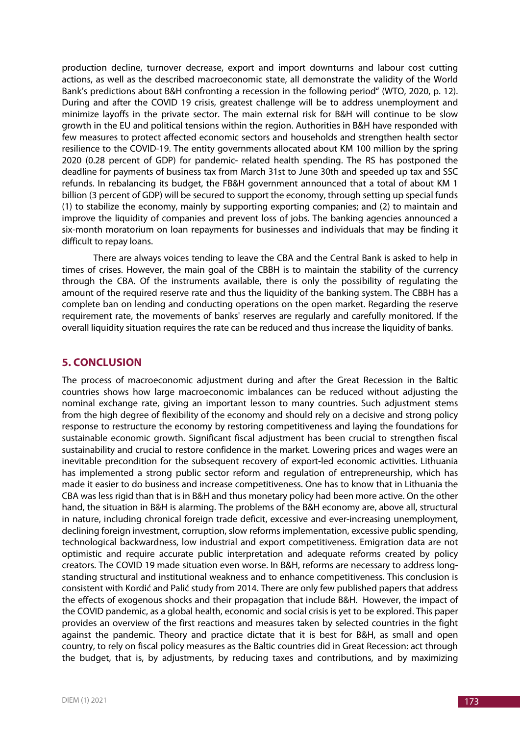production decline, turnover decrease, export and import downturns and labour cost cutting actions, as well as the described macroeconomic state, all demonstrate the validity of the World Bank's predictions about B&H confronting a recession in the following period" (WTO, 2020, p. 12). During and after the COVID 19 crisis, greatest challenge will be to address unemployment and minimize layoffs in the private sector. The main external risk for B&H will continue to be slow growth in the EU and political tensions within the region. Authorities in B&H have responded with few measures to protect affected economic sectors and households and strengthen health sector resilience to the COVID-19. The entity governments allocated about KM 100 million by the spring 2020 (0.28 percent of GDP) for pandemic- related health spending. The RS has postponed the deadline for payments of business tax from March 31st to June 30th and speeded up tax and SSC refunds. In rebalancing its budget, the FB&H government announced that a total of about KM 1 billion (3 percent of GDP) will be secured to support the economy, through setting up special funds (1) to stabilize the economy, mainly by supporting exporting companies; and (2) to maintain and improve the liquidity of companies and prevent loss of jobs. The banking agencies announced a six-month moratorium on loan repayments for businesses and individuals that may be finding it difficult to repay loans.

There are always voices tending to leave the CBA and the Central Bank is asked to help in times of crises. However, the main goal of the CBBH is to maintain the stability of the currency through the CBA. Of the instruments available, there is only the possibility of regulating the amount of the required reserve rate and thus the liquidity of the banking system. The CBBH has a complete ban on lending and conducting operations on the open market. Regarding the reserve requirement rate, the movements of banks' reserves are regularly and carefully monitored. If the overall liquidity situation requires the rate can be reduced and thus increase the liquidity of banks.

## 5. CONCLUSION

The process of macroeconomic adjustment during and after the Great Recession in the Baltic countries shows how large macroeconomic imbalances can be reduced without adjusting the nominal exchange rate, giving an important lesson to many countries. Such adjustment stems from the high degree of flexibility of the economy and should rely on a decisive and strong policy response to restructure the economy by restoring competitiveness and laying the foundations for sustainable economic growth. Significant fiscal adjustment has been crucial to strengthen fiscal sustainability and crucial to restore confidence in the market. Lowering prices and wages were an inevitable precondition for the subsequent recovery of export-led economic activities. Lithuania has implemented a strong public sector reform and regulation of entrepreneurship, which has made it easier to do business and increase competitiveness. One has to know that in Lithuania the CBA was less rigid than that is in B&H and thus monetary policy had been more active. On the other hand, the situation in B&H is alarming. The problems of the B&H economy are, above all, structural in nature, including chronical foreign trade deficit, excessive and ever-increasing unemployment, declining foreign investment, corruption, slow reforms implementation, excessive public spending, technological backwardness, low industrial and export competitiveness. Emigration data are not optimistic and require accurate public interpretation and adequate reforms created by policy creators. The COVID 19 made situation even worse. In B&H, reforms are necessary to address long-standing structural and institutional weakness and to enhance competitiveness. This conclusion is consistent with Kordić and Palić study from 2014. There are only few published papers that address the effects of exogenous shocks and their propagation that include B&H. However, the impact of the COVID pandemic, as a global health, economic and social crisis is yet to be explored. This paper provides an overview of the first reactions and measures taken by selected countries in the fight against the pandemic. Theory and practice dictate that it is best for B&H, as small and open country, to rely on fiscal policy measures as the Baltic countries did in Great Recession: act through the budget, that is, by adjustments, by reducing taxes and contributions, and by maximizing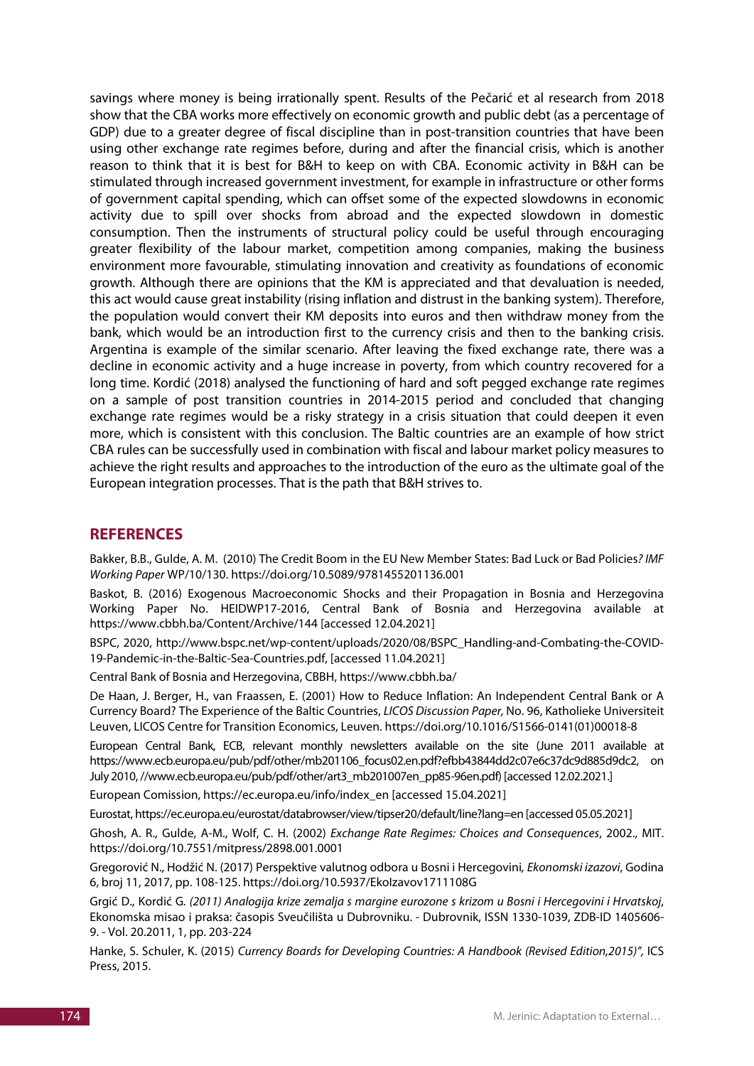savings where money is being irrationally spent. Results of the Pečarić et al research from 2018 show that the CBA works more effectively on economic growth and public debt (as a percentage of GDP) due to a greater degree of fiscal discipline than in post-transition countries that have been using other exchange rate regimes before, during and after the financial crisis, which is another reason to think that it is best for B&H to keep on with CBA. Economic activity in B&H can be stimulated through increased government investment, for example in infrastructure or other forms of government capital spending, which can offset some of the expected slowdowns in economic activity due to spill over shocks from abroad and the expected slowdown in domestic consumption. Then the instruments of structural policy could be useful through encouraging greater flexibility of the labour market, competition among companies, making the business environment more favourable, stimulating innovation and creativity as foundations of economic growth. Although there are opinions that the KM is appreciated and that devaluation is needed, this act would cause great instability (rising inflation and distrust in the banking system). Therefore, the population would convert their KM deposits into euros and then withdraw money from the bank, which would be an introduction first to the currency crisis and then to the banking crisis. Argentina is example of the similar scenario. After leaving the fixed exchange rate, there was a decline in economic activity and a huge increase in poverty, from which country recovered for a long time. Kordić (2018) analysed the functioning of hard and soft pegged exchange rate regimes on a sample of post transition countries in 2014-2015 period and concluded that changing exchange rate regimes would be a risky strategy in a crisis situation that could deepen it even more, which is consistent with this conclusion. The Baltic countries are an example of how strict CBA rules can be successfully used in combination with fiscal and labour market policy measures to achieve the right results and approaches to the introduction of the euro as the ultimate goal of the European integration processes. That is the path that B&H strives to.

## REFERENCES

Bakker, B.B., Gulde, A. M. (2010) The Credit Boom in the EU New Member States: Bad Luck or Bad Policies*? IMF Working Paper* WP/10/130. https://doi.org/10.5089/9781455201136.001

Baskot, B. (2016) Exogenous Macroeconomic Shocks and their Propagation in Bosnia and Herzegovina Working Paper No. HEIDWP17-2016, Central Bank of Bosnia and Herzegovina available at https://www.cbbh.ba/Content/Archive/144 [accessed 12.04.2021]

BSPC, 2020, http://www.bspc.net/wp-content/uploads/2020/08/BSPC_Handling-and-Combating-the-COVID-19-Pandemic-in-the-Baltic-Sea-Countries.pdf, [accessed 11.04.2021]

Central Bank of Bosnia and Herzegovina, CBBH, https://www.cbbh.ba/

De Haan, J. Berger, H., van Fraassen, E. (2001) How to Reduce Inflation: An Independent Central Bank or A Currency Board? The Experience of the Baltic Countries, *LICOS Discussion Paper,* No. 96, Katholieke Universiteit Leuven, LICOS Centre for Transition Economics, Leuven. https://doi.org/10.1016/S1566-0141(01)00018-8

European Central Bank, ECB, relevant monthly newsletters available on the site (June 2011 available at https://www.ecb.europa.eu/pub/pdf/other/mb201106_focus02.en.pdf?efbb43844dd2c07e6c37dc9d885d9dc2, on July 2010, //www.ecb.europa.eu/pub/pdf/other/art3_mb201007en_pp85-96en.pdf) [accessed 12.02.2021.]

European Comission, https://ec.europa.eu/info/index_en [accessed 15.04.2021]

Eurostat, https://ec.europa.eu/eurostat/databrowser/view/tipser20/default/line?lang=en [accessed 05.05.2021]

Ghosh, A. R., Gulde, A-M., Wolf, C. H. (2002) *Exchange Rate Regimes: Choices and Consequences*, 2002., MIT. https://doi.org/10.7551/mitpress/2898.001.0001

Gregorović N., Hodžić N. (2017) Perspektive valutnog odbora u Bosni i Hercegovini*, Ekonomski izazovi*, Godina 6, broj 11, 2017, pp. 108-125. https://doi.org/10.5937/EkoIzavov1711108G

Grgić D., Kordić G. *(2011) Analogija krize zemalja s margine eurozone s krizom u Bosni i Hercegovini i Hrvatskoj*, Ekonomska misao i praksa: časopis Sveučilišta u Dubrovniku. - Dubrovnik, ISSN 1330-1039, ZDB-ID 1405606-9. - Vol. 20.2011, 1, pp. 203-224

Hanke, S. Schuler, K. (2015) *Currency Boards for Developing Countries: A Handbook (Revised Edition,2015)",* ICS Press, 2015.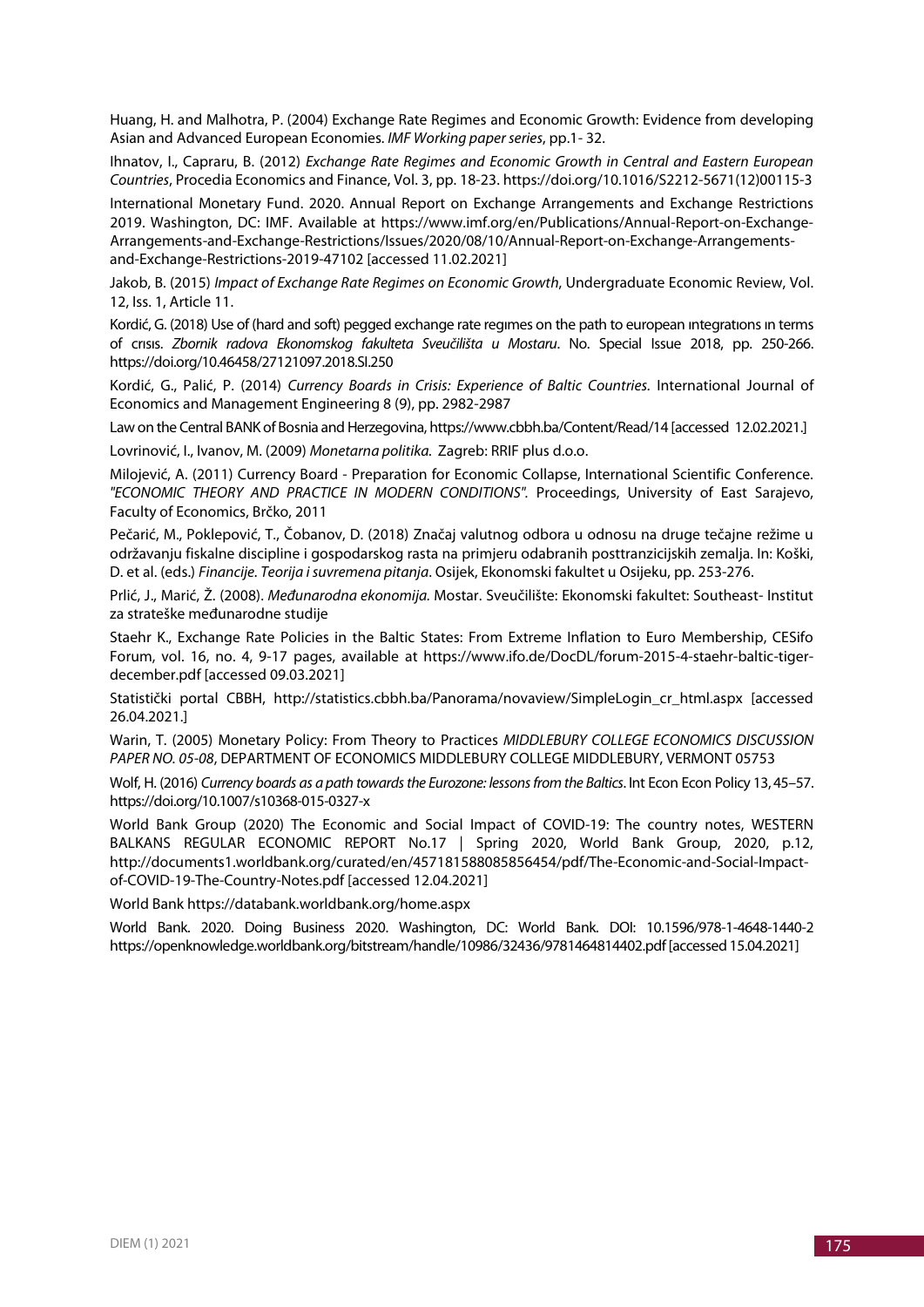Huang, H. and Malhotra, P. (2004) Exchange Rate Regimes and Economic Growth: Evidence from developing Asian and Advanced European Economies. *IMF Working paper series*, pp.1- 32.

Ihnatov, I., Capraru, B. (2012) *Exchange Rate Regimes and Economic Growth in Central and Eastern European Countries*, Procedia Economics and Finance, Vol. 3, pp. 18-23. https://doi.org/10.1016/S2212-5671(12)00115-3

International Monetary Fund. 2020. Annual Report on Exchange Arrangements and Exchange Restrictions 2019. Washington, DC: IMF. Available at https://www.imf.org/en/Publications/Annual-Report-on-Exchange-Arrangements-and-Exchange-Restrictions/Issues/2020/08/10/Annual-Report-on-Exchange-Arrangements-and-Exchange-Restrictions-2019-47102 [accessed 11.02.2021]

Jakob, B. (2015) *Impact of Exchange Rate Regimes on Economic Growth*, Undergraduate Economic Review, Vol. 12, Iss. 1, Article 11.

Kordić, G. (2018) Use of (hard and soft) pegged exchange rate regımes on the path to european ıntegratıons ın terms of crısıs. *Zbornik radova Ekonomskog fakulteta Sveučilišta u Mostaru*. No. Special Issue 2018, pp. 250-266. https://doi.org/10.46458/27121097.2018.SI.250

Kordić, G., Palić, P. (2014) *Currency Boards in Crisis: Experience of Baltic Countries*. International Journal of Economics and Management Engineering 8 (9), pp. 2982-2987

Law on the Central BANK of Bosnia and Herzegovina, https://www.cbbh.ba/Content/Read/14 [accessed 12.02.2021.]

Lovrinović, I., Ivanov, M. (2009) *Monetarna politika.* Zagreb: RRIF plus d.o.o.

Milojević, A. (2011) Currency Board - Preparation for Economic Collapse, International Scientific Conference. *"ECONOMIC THEORY AND PRACTICE IN MODERN CONDITIONS"*. Proceedings, University of East Sarajevo, Faculty of Economics, Brčko, 2011

Pečarić, M., Poklepović, T., Čobanov, D. (2018) Značaj valutnog odbora u odnosu na druge tečajne režime u održavanju fiskalne discipline i gospodarskog rasta na primjeru odabranih posttranzicijskih zemalja. In: Koški, D. et al. (eds.) *Financije. Teorija i suvremena pitanja*. Osijek, Ekonomski fakultet u Osijeku, pp. 253-276.

Prlić, J., Marić, Ž. (2008). *Međunarodna ekonomija.* Mostar. Sveučilište: Ekonomski fakultet: Southeast- Institut za strateške međunarodne studije

Staehr K., Exchange Rate Policies in the Baltic States: From Extreme Inflation to Euro Membership, CESifo Forum, vol. 16, no. 4, 9-17 pages, available at https://www.ifo.de/DocDL/forum-2015-4-staehr-baltic-tiger-december.pdf [accessed 09.03.2021]

Statistički portal CBBH, http://statistics.cbbh.ba/Panorama/novaview/SimpleLogin_cr_html.aspx [accessed 26.04.2021.]

Warin, T. (2005) Monetary Policy: From Theory to Practices *MIDDLEBURY COLLEGE ECONOMICS DISCUSSION PAPER NO. 05-08*, DEPARTMENT OF ECONOMICS MIDDLEBURY COLLEGE MIDDLEBURY, VERMONT 05753

Wolf, H. (2016) *Currency boards as a path towards the Eurozone: lessons from the Baltics*. Int Econ Econ Policy 13, 45–57. https://doi.org/10.1007/s10368-015-0327-x

World Bank Group (2020) The Economic and Social Impact of COVID-19: The country notes, WESTERN BALKANS REGULAR ECONOMIC REPORT No.17 | Spring 2020, World Bank Group, 2020, p.12, http://documents1.worldbank.org/curated/en/457181588085856454/pdf/The-Economic-and-Social-Impact-of-COVID-19-The-Country-Notes.pdf [accessed 12.04.2021]

World Bank https://databank.worldbank.org/home.aspx

World Bank. 2020. Doing Business 2020. Washington, DC: World Bank. DOI: 10.1596/978-1-4648-1440-2 https://openknowledge.worldbank.org/bitstream/handle/10986/32436/9781464814402.pdf [accessed 15.04.2021]